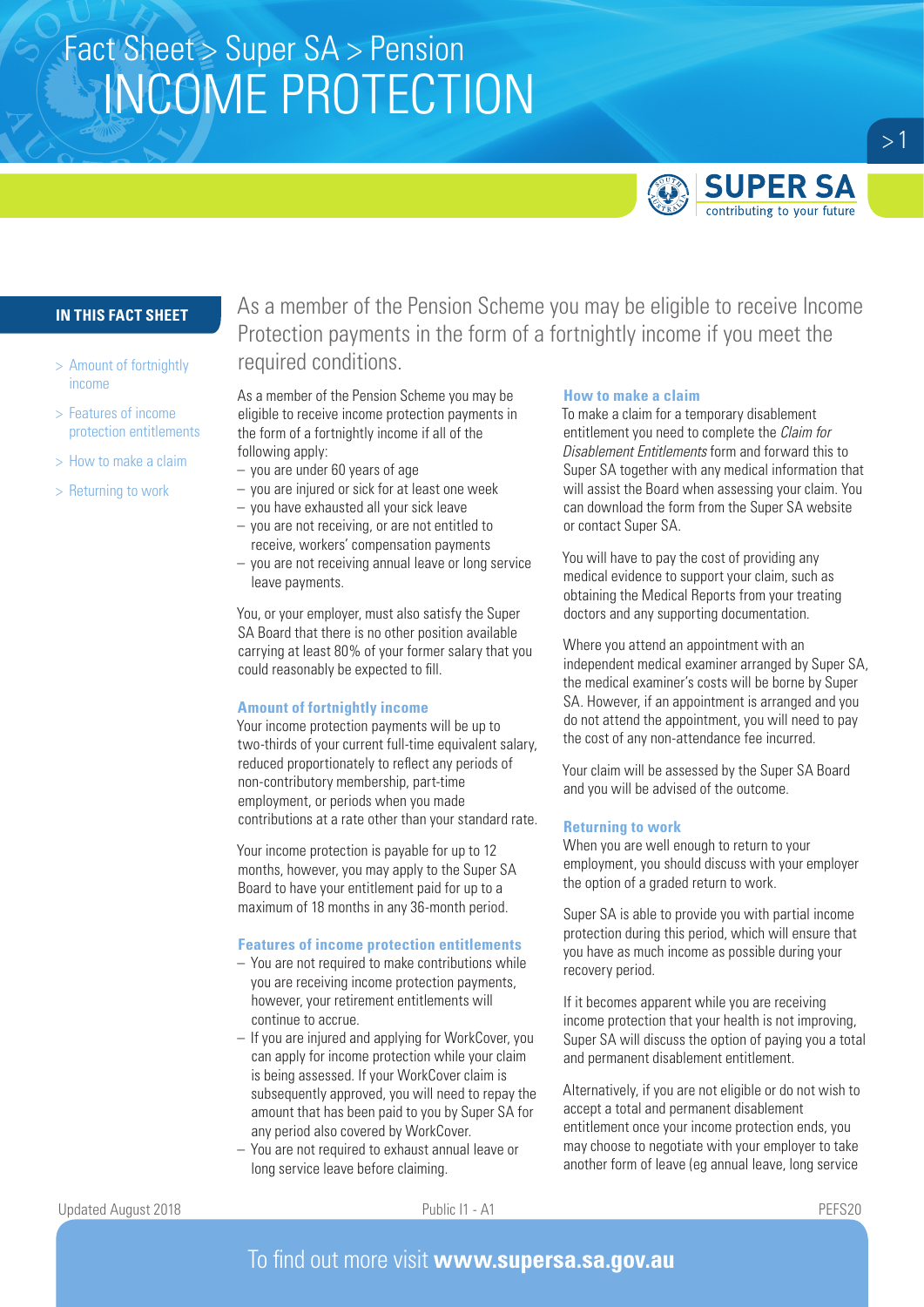Fact Sheet > Super SA > Pension

# INCOME PROTECTION

**IN THIS FACT SHEET**

- > Amount of fortnightly income
- > Features of income protection entitlements
- > How to make a claim
- > Returning to work

As a member of the Pension Scheme you may be eligible to receive Income Protection payments in the form of a fortnightly income if you meet the required conditions.

As a member of the Pension Scheme you may be eligible to receive income protection payments in the form of a fortnightly income if all of the following apply:

- you are under 60 years of age
- you are injured or sick for at least one week
- you have exhausted all your sick leave
- you are not receiving, or are not entitled to receive, workers' compensation payments
- you are not receiving annual leave or long service leave payments.

You, or your employer, must also satisfy the Super SA Board that there is no other position available carrying at least 80% of your former salary that you could reasonably be expected to fill.

### Amount of fortnightly income

Your income protection payments will be up to two-thirds of your current full-time equivalent salary, reduced proportionately to reflect any periods of non-contributory membership, part-time employment, or periods when you made contributions at a rate other than your standard rate.

Your income protection is payable for up to 12 months, however, you may apply to the Super SA Board to have your entitlement paid for up to a maximum of 18 months in any 36-month period.

### Features of income protection entitlements

- You are not required to make contributions while you are receiving income protection payments, however, your retirement entitlements will continue to accrue.
- If you are injured and applying for WorkCover, you can apply for income protection while your claim is being assessed. If your WorkCover claim is subsequently approved, you will need to repay the amount that has been paid to you by Super SA for any period also covered by WorkCover.
- You are not required to exhaust annual leave or long service leave before claiming.

### How to make a claim

To make a claim for a temporary disablement entitlement you need to complete the *Claim for Disablement Entitlements* form and forward this to Super SA together with any medical information that will assist the Board when assessing your claim. You can download the form from the Super SA website or contact Super SA.

You will have to pay the cost of providing any medical evidence to support your claim, such as obtaining the Medical Reports from your treating doctors and any supporting documentation.

Where you attend an appointment with an independent medical examiner arranged by Super SA, the medical examiner's costs will be borne by Super SA. However, if an appointment is arranged and you do not attend the appointment, you will need to pay the cost of any non-attendance fee incurred.

Your claim will be assessed by the Super SA Board and you will be advised of the outcome.

### Returning to work

When you are well enough to return to your employment, you should discuss with your employer the option of a graded return to work.

Super SA is able to provide you with partial income protection during this period, which will ensure that you have as much income as possible during your recovery period.

If it becomes apparent while you are receiving income protection that your health is not improving, Super SA will discuss the option of paying you a total and permanent disablement entitlement.

Alternatively, if you are not eligible or do not wish to accept a total and permanent disablement entitlement once your income protection ends, you may choose to negotiate with your employer to take another form of leave (eg annual leave, long service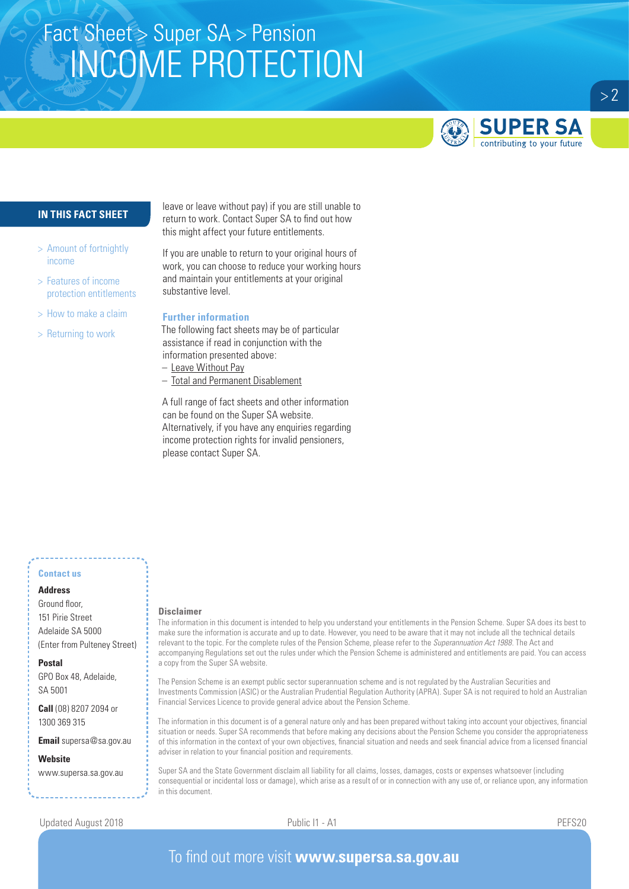# Fact Sheet > Super SA > Pension
# INCOME PROTECTION

**IN THIS FACT SHEET**

- > Amount of fortnightly income
- > Features of income protection entitlements
- > How to make a claim
- > Returning to work

leave or leave without pay) if you are still unable to return to work. Contact Super SA to find out how this might affect your future entitlements.

If you are unable to return to your original hours of work, you can choose to reduce your working hours and maintain your entitlements at your original substantive level.

### Further information

The following fact sheets may be of particular assistance if read in conjunction with the information presented above:

- Leave Without Pay
- Total and Permanent Disablement

A full range of fact sheets and other information can be found on the Super SA website. Alternatively, if you have any enquiries regarding income protection rights for invalid pensioners, please contact Super SA.

### Contact us

**Address**
Ground floor,
151 Pirie Street
Adelaide SA 5000
(Enter from Pulteney Street)

**Postal**
GPO Box 48, Adelaide,
SA 5001

**Call** (08) 8207 2094 or
1300 369 315

**Email** supersa@sa.gov.au

**Website**
www.supersa.sa.gov.au

### Disclaimer

The information in this document is intended to help you understand your entitlements in the Pension Scheme. Super SA does its best to make sure the information is accurate and up to date. However, you need to be aware that it may not include all the technical details relevant to the topic. For the complete rules of the Pension Scheme, please refer to the *Superannuation Act 1988*. The Act and accompanying Regulations set out the rules under which the Pension Scheme is administered and entitlements are paid. You can access a copy from the Super SA website.

The Pension Scheme is an exempt public sector superannuation scheme and is not regulated by the Australian Securities and Investments Commission (ASIC) or the Australian Prudential Regulation Authority (APRA). Super SA is not required to hold an Australian Financial Services Licence to provide general advice about the Pension Scheme.

The information in this document is of a general nature only and has been prepared without taking into account your objectives, financial situation or needs. Super SA recommends that before making any decisions about the Pension Scheme you consider the appropriateness of this information in the context of your own objectives, financial situation and needs and seek financial advice from a licensed financial adviser in relation to your financial position and requirements.

Super SA and the State Government disclaim all liability for all claims, losses, damages, costs or expenses whatsoever (including consequential or incidental loss or damage), which arise as a result of or in connection with any use of, or reliance upon, any information in this document.

Updated August 2018 | Public I1 - A1 | PEFS20

To find out more visit **www.supersa.sa.gov.au**